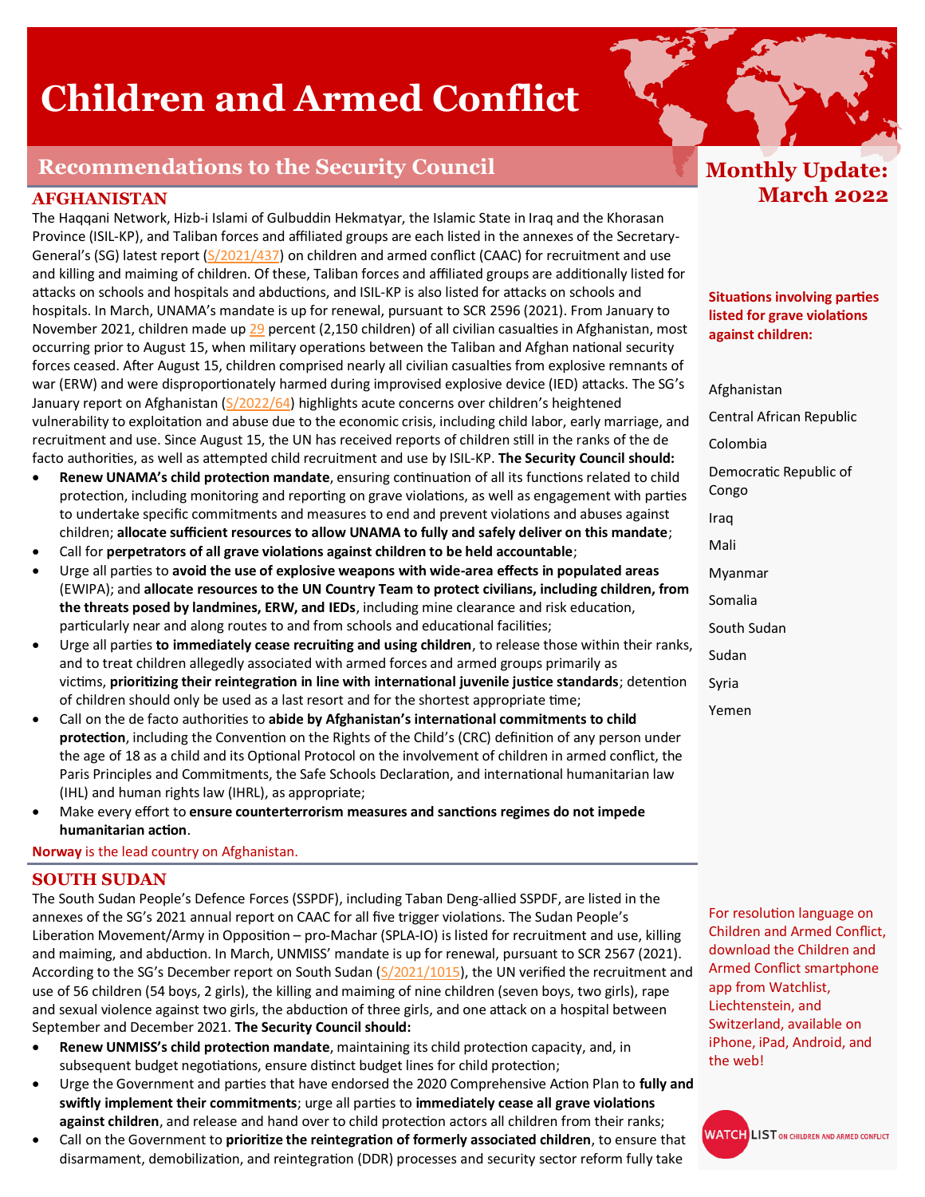# Children and Armed Conflict

## Recommendations to the Security Council

**Monthly Update: March 2022**

### AFGHANISTAN

The Haqqani Network, Hizb-i Islami of Gulbuddin Hekmatyar, the Islamic State in Iraq and the Khorasan Province (ISIL-KP), and Taliban forces and affiliated groups are each listed in the annexes of the Secretary-General's (SG) latest report (S/2021/437) on children and armed conflict (CAAC) for recruitment and use and killing and maiming of children. Of these, Taliban forces and affiliated groups are additionally listed for attacks on schools and hospitals and abductions, and ISIL-KP is also listed for attacks on schools and hospitals. In March, UNAMA's mandate is up for renewal, pursuant to SCR 2596 (2021). From January to November 2021, children made up 29 percent (2,150 children) of all civilian casualties in Afghanistan, most occurring prior to August 15, when military operations between the Taliban and Afghan national security forces ceased. After August 15, children comprised nearly all civilian casualties from explosive remnants of war (ERW) and were disproportionately harmed during improvised explosive device (IED) attacks. The SG's January report on Afghanistan (S/2022/64) highlights acute concerns over children's heightened vulnerability to exploitation and abuse due to the economic crisis, including child labor, early marriage, and recruitment and use. Since August 15, the UN has received reports of children still in the ranks of the de facto authorities, as well as attempted child recruitment and use by ISIL-KP. **The Security Council should:**

- **Renew UNAMA's child protection mandate**, ensuring continuation of all its functions related to child protection, including monitoring and reporting on grave violations, as well as engagement with parties to undertake specific commitments and measures to end and prevent violations and abuses against children; **allocate sufficient resources to allow UNAMA to fully and safely deliver on this mandate**;
- Call for **perpetrators of all grave violations against children to be held accountable**;
- Urge all parties to **avoid the use of explosive weapons with wide-area effects in populated areas** (EWIPA); and **allocate resources to the UN Country Team to protect civilians, including children, from the threats posed by landmines, ERW, and IEDs**, including mine clearance and risk education, particularly near and along routes to and from schools and educational facilities;
- Urge all parties **to immediately cease recruiting and using children**, to release those within their ranks, and to treat children allegedly associated with armed forces and armed groups primarily as victims, **prioritizing their reintegration in line with international juvenile justice standards**; detention of children should only be used as a last resort and for the shortest appropriate time;
- Call on the de facto authorities to **abide by Afghanistan's international commitments to child protection**, including the Convention on the Rights of the Child's (CRC) definition of any person under the age of 18 as a child and its Optional Protocol on the involvement of children in armed conflict, the Paris Principles and Commitments, the Safe Schools Declaration, and international humanitarian law (IHL) and human rights law (IHRL), as appropriate;
- Make every effort to **ensure counterterrorism measures and sanctions regimes do not impede humanitarian action**.

**Norway** is the lead country on Afghanistan.

### SOUTH SUDAN

The South Sudan People's Defence Forces (SSPDF), including Taban Deng-allied SSPDF, are listed in the annexes of the SG's 2021 annual report on CAAC for all five trigger violations. The Sudan People's Liberation Movement/Army in Opposition – pro-Machar (SPLA-IO) is listed for recruitment and use, killing and maiming, and abduction. In March, UNMISS' mandate is up for renewal, pursuant to SCR 2567 (2021). According to the SG's December report on South Sudan (S/2021/1015), the UN verified the recruitment and use of 56 children (54 boys, 2 girls), the killing and maiming of nine children (seven boys, two girls), rape and sexual violence against two girls, the abduction of three girls, and one attack on a hospital between September and December 2021. **The Security Council should:**

- **Renew UNMISS's child protection mandate**, maintaining its child protection capacity, and, in subsequent budget negotiations, ensure distinct budget lines for child protection;
- Urge the Government and parties that have endorsed the 2020 Comprehensive Action Plan to **fully and swiftly implement their commitments**; urge all parties to **immediately cease all grave violations against children**, and release and hand over to child protection actors all children from their ranks;
- Call on the Government to **prioritize the reintegration of formerly associated children**, to ensure that disarmament, demobilization, and reintegration (DDR) processes and security sector reform fully take

**Situations involving parties listed for grave violations against children:**

- Afghanistan
- Central African Republic
- Colombia
- Democratic Republic of Congo
- Iraq
- Mali
- Myanmar
- Somalia
- South Sudan
- Sudan
- Syria
- Yemen

For resolution language on Children and Armed Conflict, download the Children and Armed Conflict smartphone app from Watchlist, Liechtenstein, and Switzerland, available on iPhone, iPad, Android, and the web!

WATCHLIST ON CHILDREN AND ARMED CONFLICT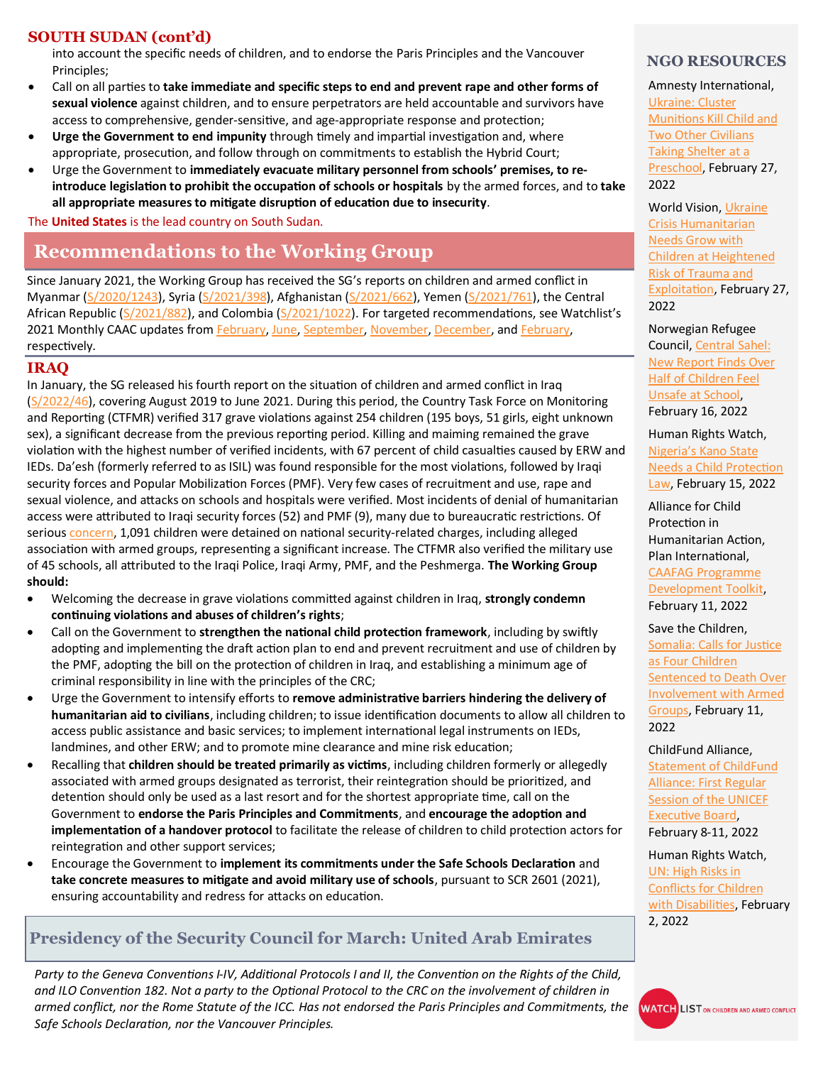## SOUTH SUDAN (cont'd)

into account the specific needs of children, and to endorse the Paris Principles and the Vancouver Principles;

- Call on all parties to **take immediate and specific steps to end and prevent rape and other forms of sexual violence** against children, and to ensure perpetrators are held accountable and survivors have access to comprehensive, gender-sensitive, and age-appropriate response and protection;
- **Urge the Government to end impunity** through timely and impartial investigation and, where appropriate, prosecution, and follow through on commitments to establish the Hybrid Court;
- Urge the Government to **immediately evacuate military personnel from schools' premises, to re-introduce legislation to prohibit the occupation of schools or hospitals** by the armed forces, and to **take all appropriate measures to mitigate disruption of education due to insecurity**.

The **United States** is the lead country on South Sudan.

# Recommendations to the Working Group

Since January 2021, the Working Group has received the SG's reports on children and armed conflict in Myanmar (S/2020/1243), Syria (S/2021/398), Afghanistan (S/2021/662), Yemen (S/2021/761), the Central African Republic (S/2021/882), and Colombia (S/2021/1022). For targeted recommendations, see Watchlist's 2021 Monthly CAAC updates from February, June, September, November, December, and February, respectively.

## IRAQ

In January, the SG released his fourth report on the situation of children and armed conflict in Iraq (S/2022/46), covering August 2019 to June 2021. During this period, the Country Task Force on Monitoring and Reporting (CTFMR) verified 317 grave violations against 254 children (195 boys, 51 girls, eight unknown sex), a significant decrease from the previous reporting period. Killing and maiming remained the grave violation with the highest number of verified incidents, with 67 percent of child casualties caused by ERW and IEDs. Da'esh (formerly referred to as ISIL) was found responsible for the most violations, followed by Iraqi security forces and Popular Mobilization Forces (PMF). Very few cases of recruitment and use, rape and sexual violence, and attacks on schools and hospitals were verified. Most incidents of denial of humanitarian access were attributed to Iraqi security forces (52) and PMF (9), many due to bureaucratic restrictions. Of serious concern, 1,091 children were detained on national security-related charges, including alleged association with armed groups, representing a significant increase. The CTFMR also verified the military use of 45 schools, all attributed to the Iraqi Police, Iraqi Army, PMF, and the Peshmerga. **The Working Group should:**

- Welcoming the decrease in grave violations committed against children in Iraq, **strongly condemn continuing violations and abuses of children's rights**;
- Call on the Government to **strengthen the national child protection framework**, including by swiftly adopting and implementing the draft action plan to end and prevent recruitment and use of children by the PMF, adopting the bill on the protection of children in Iraq, and establishing a minimum age of criminal responsibility in line with the principles of the CRC;
- Urge the Government to intensify efforts to **remove administrative barriers hindering the delivery of humanitarian aid to civilians**, including children; to issue identification documents to allow all children to access public assistance and basic services; to implement international legal instruments on IEDs, landmines, and other ERW; and to promote mine clearance and mine risk education;
- Recalling that **children should be treated primarily as victims**, including children formerly or allegedly associated with armed groups designated as terrorist, their reintegration should be prioritized, and detention should only be used as a last resort and for the shortest appropriate time, call on the Government to **endorse the Paris Principles and Commitments**, and **encourage the adoption and implementation of a handover protocol** to facilitate the release of children to child protection actors for reintegration and other support services;
- Encourage the Government to **implement its commitments under the Safe Schools Declaration** and **take concrete measures to mitigate and avoid military use of schools**, pursuant to SCR 2601 (2021), ensuring accountability and redress for attacks on education.

# Presidency of the Security Council for March: United Arab Emirates

*Party to the Geneva Conventions I-IV, Additional Protocols I and II, the Convention on the Rights of the Child, and ILO Convention 182. Not a party to the Optional Protocol to the CRC on the involvement of children in armed conflict, nor the Rome Statute of the ICC. Has not endorsed the Paris Principles and Commitments, the Safe Schools Declaration, nor the Vancouver Principles.*

## NGO RESOURCES

Amnesty International, Ukraine: Cluster Munitions Kill Child and Two Other Civilians Taking Shelter at a Preschool, February 27, 2022

World Vision, Ukraine Crisis Humanitarian Needs Grow with Children at Heightened Risk of Trauma and Exploitation, February 27, 2022

Norwegian Refugee Council, Central Sahel: New Report Finds Over Half of Children Feel Unsafe at School, February 16, 2022

Human Rights Watch, Nigeria's Kano State Needs a Child Protection Law, February 15, 2022

Alliance for Child Protection in Humanitarian Action, Plan International, CAAFAG Programme Development Toolkit, February 11, 2022

Save the Children, Somalia: Calls for Justice as Four Children Sentenced to Death Over Involvement with Armed Groups, February 11, 2022

ChildFund Alliance, Statement of ChildFund Alliance: First Regular Session of the UNICEF Executive Board, February 8-11, 2022

Human Rights Watch, UN: High Risks in Conflicts for Children with Disabilities, February 2, 2022

WATCHLIST ON CHILDREN AND ARMED CONFLICT